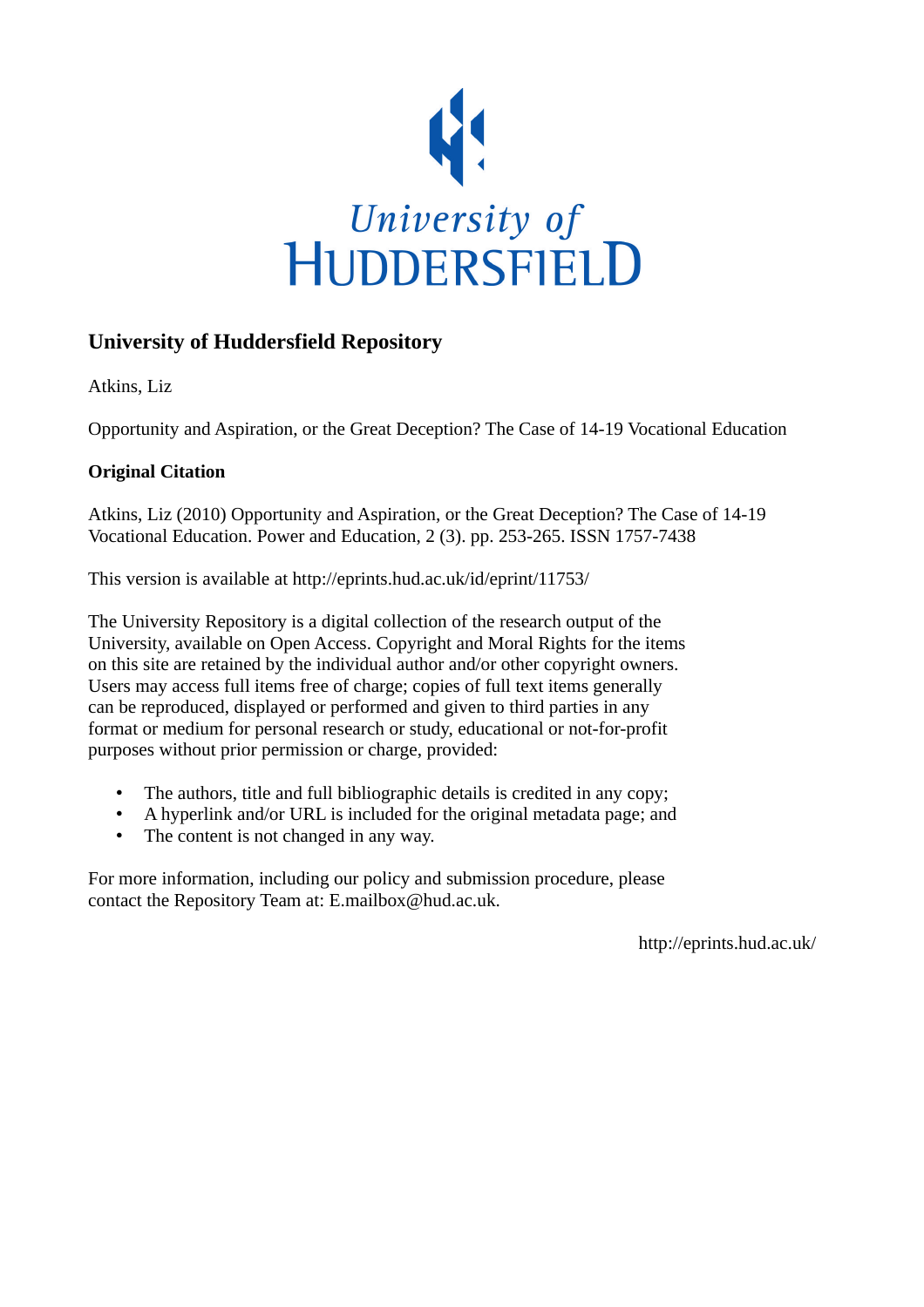## University of Huddersfield Repository

Atkins, Liz

Opportunity and Aspiration, or the Great Deception? The Case of 14-19 Vocational Education

**Original Citation**

Atkins, Liz (2010) Opportunity and Aspiration, or the Great Deception? The Case of 14-19 Vocational Education. Power and Education, 2 (3). pp. 253-265. ISSN 1757-7438

This version is available at http://eprints.hud.ac.uk/id/eprint/11753/

The University Repository is a digital collection of the research output of the University, available on Open Access. Copyright and Moral Rights for the items on this site are retained by the individual author and/or other copyright owners. Users may access full items free of charge; copies of full text items generally can be reproduced, displayed or performed and given to third parties in any format or medium for personal research or study, educational or not-for-profit purposes without prior permission or charge, provided:

- The authors, title and full bibliographic details is credited in any copy;
- A hyperlink and/or URL is included for the original metadata page; and
- The content is not changed in any way.

For more information, including our policy and submission procedure, please contact the Repository Team at: E.mailbox@hud.ac.uk.

http://eprints.hud.ac.uk/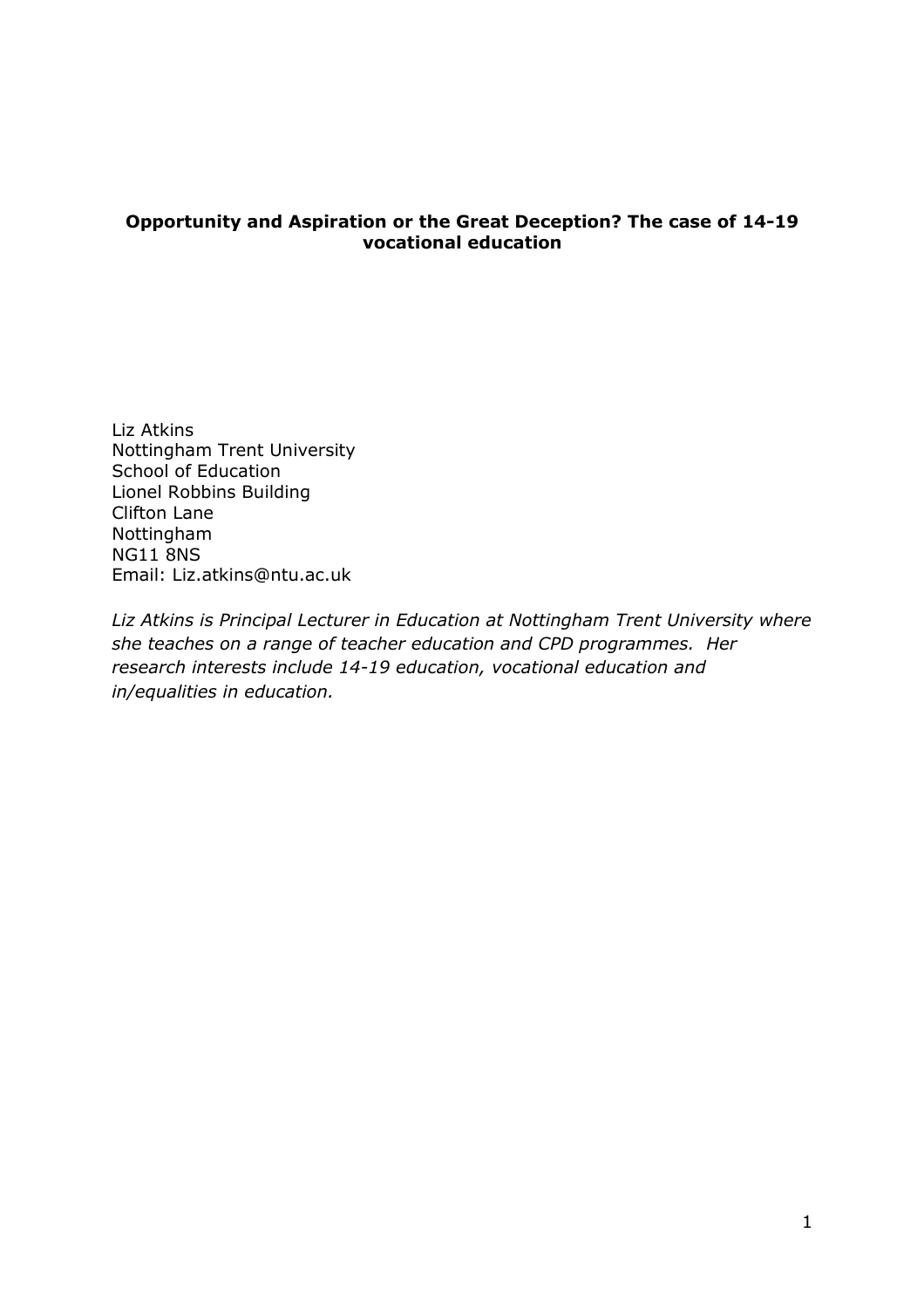**Opportunity and Aspiration or the Great Deception? The case of 14-19 vocational education**

Liz Atkins
Nottingham Trent University
School of Education
Lionel Robbins Building
Clifton Lane
Nottingham
NG11 8NS
Email: Liz.atkins@ntu.ac.uk

*Liz Atkins is Principal Lecturer in Education at Nottingham Trent University where she teaches on a range of teacher education and CPD programmes. Her research interests include 14-19 education, vocational education and in/equalities in education.*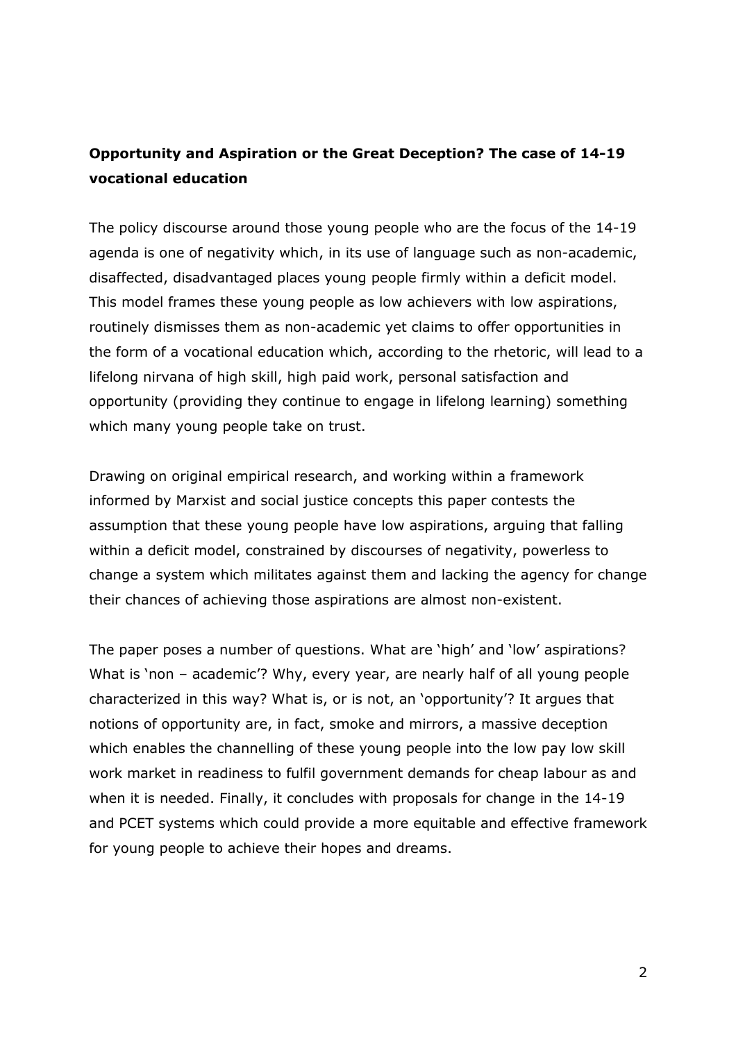**Opportunity and Aspiration or the Great Deception? The case of 14-19 vocational education**

The policy discourse around those young people who are the focus of the 14-19 agenda is one of negativity which, in its use of language such as non-academic, disaffected, disadvantaged places young people firmly within a deficit model. This model frames these young people as low achievers with low aspirations, routinely dismisses them as non-academic yet claims to offer opportunities in the form of a vocational education which, according to the rhetoric, will lead to a lifelong nirvana of high skill, high paid work, personal satisfaction and opportunity (providing they continue to engage in lifelong learning) something which many young people take on trust.

Drawing on original empirical research, and working within a framework informed by Marxist and social justice concepts this paper contests the assumption that these young people have low aspirations, arguing that falling within a deficit model, constrained by discourses of negativity, powerless to change a system which militates against them and lacking the agency for change their chances of achieving those aspirations are almost non-existent.

The paper poses a number of questions. What are 'high' and 'low' aspirations? What is 'non – academic'? Why, every year, are nearly half of all young people characterized in this way? What is, or is not, an 'opportunity'? It argues that notions of opportunity are, in fact, smoke and mirrors, a massive deception which enables the channelling of these young people into the low pay low skill work market in readiness to fulfil government demands for cheap labour as and when it is needed. Finally, it concludes with proposals for change in the 14-19 and PCET systems which could provide a more equitable and effective framework for young people to achieve their hopes and dreams.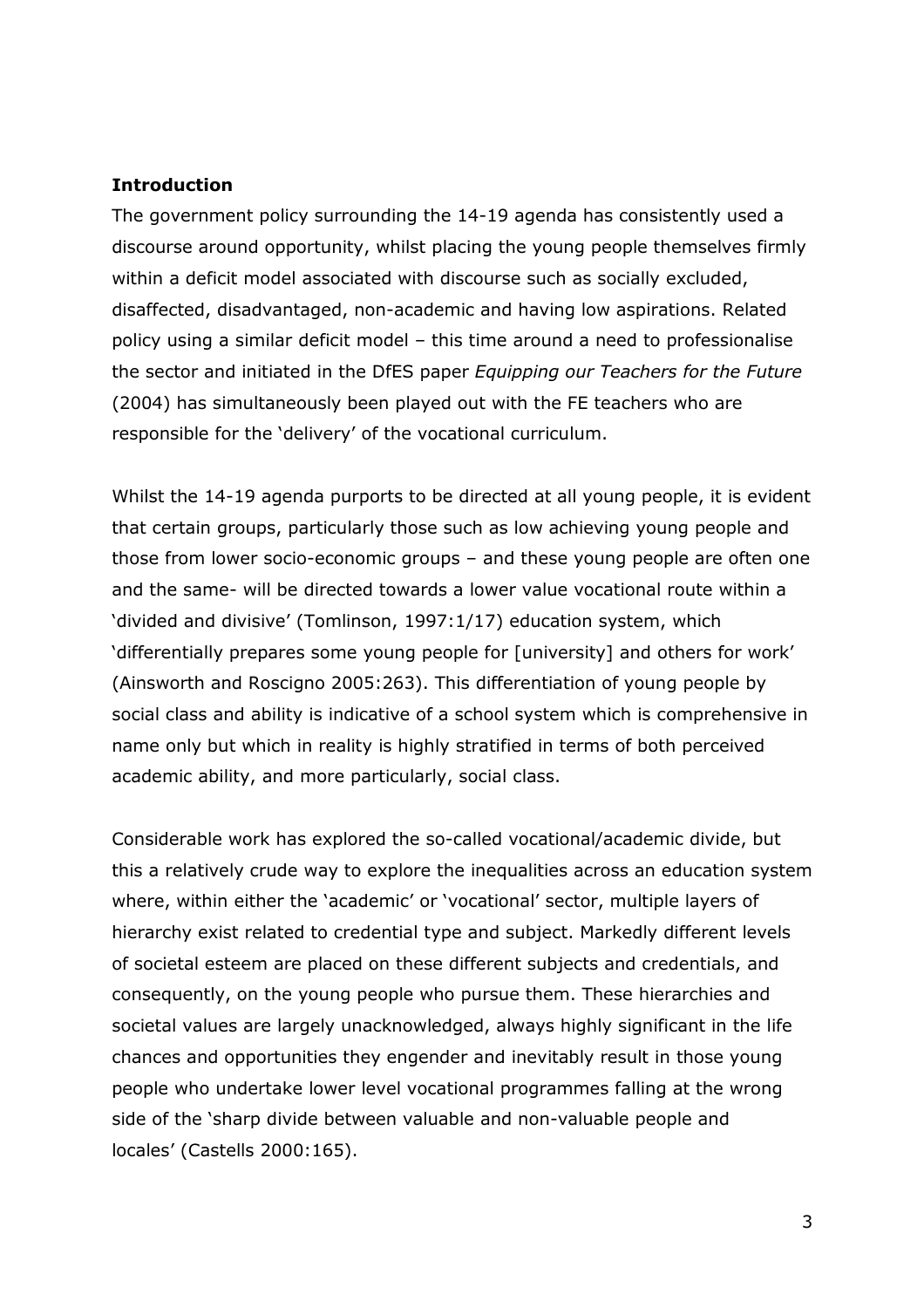**Introduction**

The government policy surrounding the 14-19 agenda has consistently used a discourse around opportunity, whilst placing the young people themselves firmly within a deficit model associated with discourse such as socially excluded, disaffected, disadvantaged, non-academic and having low aspirations. Related policy using a similar deficit model – this time around a need to professionalise the sector and initiated in the DfES paper *Equipping our Teachers for the Future* (2004) has simultaneously been played out with the FE teachers who are responsible for the 'delivery' of the vocational curriculum.

Whilst the 14-19 agenda purports to be directed at all young people, it is evident that certain groups, particularly those such as low achieving young people and those from lower socio-economic groups – and these young people are often one and the same- will be directed towards a lower value vocational route within a 'divided and divisive' (Tomlinson, 1997:1/17) education system, which 'differentially prepares some young people for [university] and others for work' (Ainsworth and Roscigno 2005:263). This differentiation of young people by social class and ability is indicative of a school system which is comprehensive in name only but which in reality is highly stratified in terms of both perceived academic ability, and more particularly, social class.

Considerable work has explored the so-called vocational/academic divide, but this a relatively crude way to explore the inequalities across an education system where, within either the 'academic' or 'vocational' sector, multiple layers of hierarchy exist related to credential type and subject. Markedly different levels of societal esteem are placed on these different subjects and credentials, and consequently, on the young people who pursue them. These hierarchies and societal values are largely unacknowledged, always highly significant in the life chances and opportunities they engender and inevitably result in those young people who undertake lower level vocational programmes falling at the wrong side of the 'sharp divide between valuable and non-valuable people and locales' (Castells 2000:165).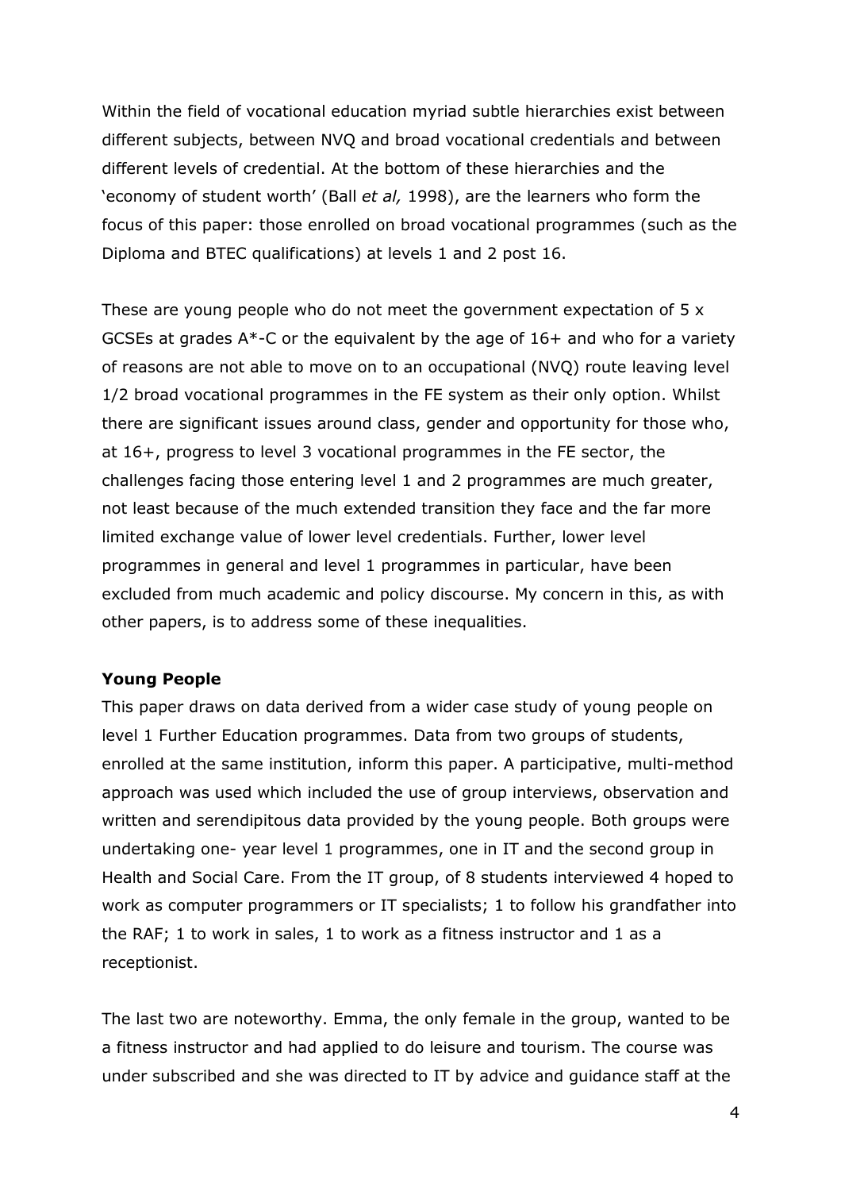Within the field of vocational education myriad subtle hierarchies exist between different subjects, between NVQ and broad vocational credentials and between different levels of credential. At the bottom of these hierarchies and the 'economy of student worth' (Ball *et al,* 1998), are the learners who form the focus of this paper: those enrolled on broad vocational programmes (such as the Diploma and BTEC qualifications) at levels 1 and 2 post 16.

These are young people who do not meet the government expectation of 5 x GCSEs at grades A*-C or the equivalent by the age of 16+ and who for a variety of reasons are not able to move on to an occupational (NVQ) route leaving level 1/2 broad vocational programmes in the FE system as their only option. Whilst there are significant issues around class, gender and opportunity for those who, at 16+, progress to level 3 vocational programmes in the FE sector, the challenges facing those entering level 1 and 2 programmes are much greater, not least because of the much extended transition they face and the far more limited exchange value of lower level credentials. Further, lower level programmes in general and level 1 programmes in particular, have been excluded from much academic and policy discourse. My concern in this, as with other papers, is to address some of these inequalities.

**Young People**

This paper draws on data derived from a wider case study of young people on level 1 Further Education programmes. Data from two groups of students, enrolled at the same institution, inform this paper. A participative, multi-method approach was used which included the use of group interviews, observation and written and serendipitous data provided by the young people. Both groups were undertaking one- year level 1 programmes, one in IT and the second group in Health and Social Care. From the IT group, of 8 students interviewed 4 hoped to work as computer programmers or IT specialists; 1 to follow his grandfather into the RAF; 1 to work in sales, 1 to work as a fitness instructor and 1 as a receptionist.

The last two are noteworthy. Emma, the only female in the group, wanted to be a fitness instructor and had applied to do leisure and tourism. The course was under subscribed and she was directed to IT by advice and guidance staff at the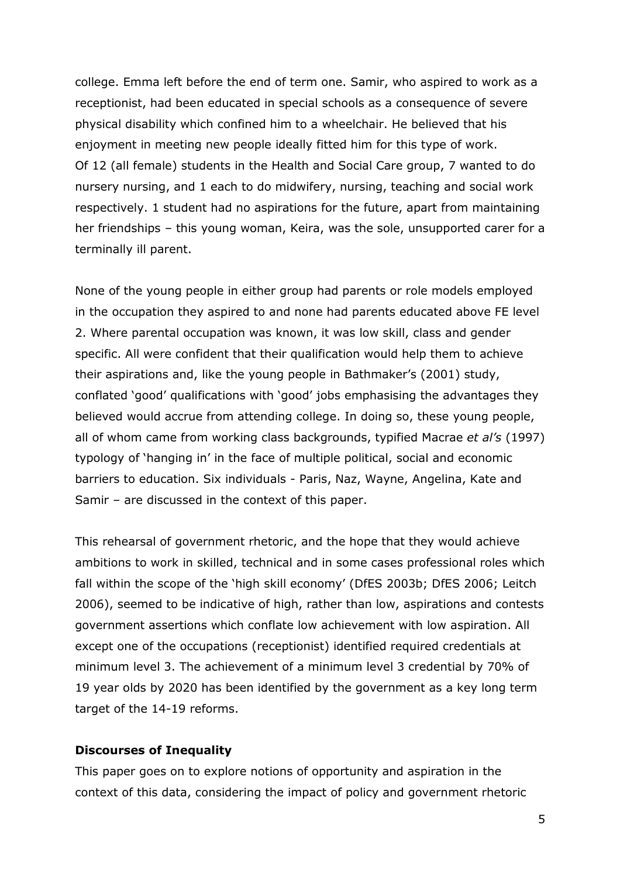college. Emma left before the end of term one. Samir, who aspired to work as a receptionist, had been educated in special schools as a consequence of severe physical disability which confined him to a wheelchair. He believed that his enjoyment in meeting new people ideally fitted him for this type of work.
Of 12 (all female) students in the Health and Social Care group, 7 wanted to do nursery nursing, and 1 each to do midwifery, nursing, teaching and social work respectively. 1 student had no aspirations for the future, apart from maintaining her friendships – this young woman, Keira, was the sole, unsupported carer for a terminally ill parent.

None of the young people in either group had parents or role models employed in the occupation they aspired to and none had parents educated above FE level 2. Where parental occupation was known, it was low skill, class and gender specific. All were confident that their qualification would help them to achieve their aspirations and, like the young people in Bathmaker's (2001) study, conflated 'good' qualifications with 'good' jobs emphasising the advantages they believed would accrue from attending college. In doing so, these young people, all of whom came from working class backgrounds, typified Macrae *et al's* (1997) typology of 'hanging in' in the face of multiple political, social and economic barriers to education. Six individuals - Paris, Naz, Wayne, Angelina, Kate and Samir – are discussed in the context of this paper.

This rehearsal of government rhetoric, and the hope that they would achieve ambitions to work in skilled, technical and in some cases professional roles which fall within the scope of the 'high skill economy' (DfES 2003b; DfES 2006; Leitch 2006), seemed to be indicative of high, rather than low, aspirations and contests government assertions which conflate low achievement with low aspiration. All except one of the occupations (receptionist) identified required credentials at minimum level 3. The achievement of a minimum level 3 credential by 70% of 19 year olds by 2020 has been identified by the government as a key long term target of the 14-19 reforms.

**Discourses of Inequality**

This paper goes on to explore notions of opportunity and aspiration in the context of this data, considering the impact of policy and government rhetoric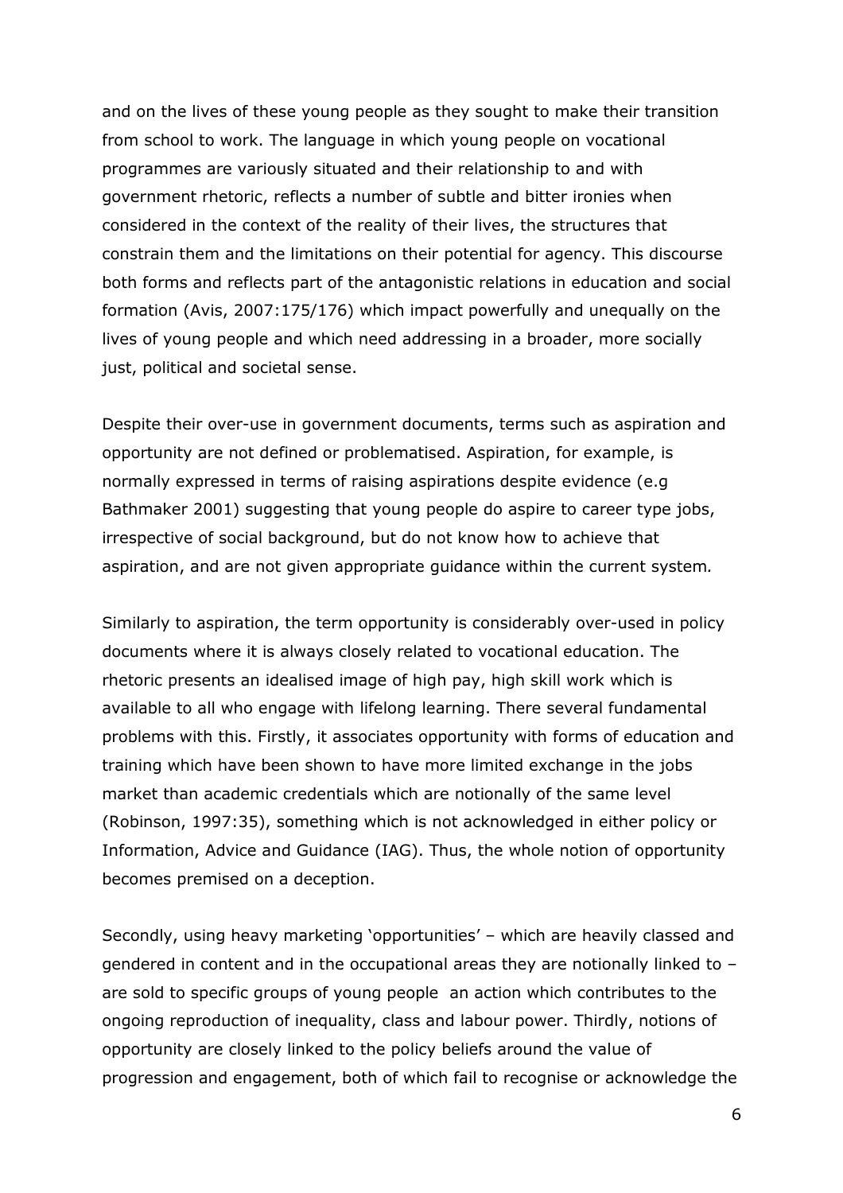and on the lives of these young people as they sought to make their transition from school to work. The language in which young people on vocational programmes are variously situated and their relationship to and with government rhetoric, reflects a number of subtle and bitter ironies when considered in the context of the reality of their lives, the structures that constrain them and the limitations on their potential for agency. This discourse both forms and reflects part of the antagonistic relations in education and social formation (Avis, 2007:175/176) which impact powerfully and unequally on the lives of young people and which need addressing in a broader, more socially just, political and societal sense.

Despite their over-use in government documents, terms such as aspiration and opportunity are not defined or problematised. Aspiration, for example, is normally expressed in terms of raising aspirations despite evidence (e.g Bathmaker 2001) suggesting that young people do aspire to career type jobs, irrespective of social background, but do not know how to achieve that aspiration, and are not given appropriate guidance within the current system*.*

Similarly to aspiration, the term opportunity is considerably over-used in policy documents where it is always closely related to vocational education. The rhetoric presents an idealised image of high pay, high skill work which is available to all who engage with lifelong learning. There several fundamental problems with this. Firstly, it associates opportunity with forms of education and training which have been shown to have more limited exchange in the jobs market than academic credentials which are notionally of the same level (Robinson, 1997:35), something which is not acknowledged in either policy or Information, Advice and Guidance (IAG). Thus, the whole notion of opportunity becomes premised on a deception.

Secondly, using heavy marketing 'opportunities' – which are heavily classed and gendered in content and in the occupational areas they are notionally linked to – are sold to specific groups of young people an action which contributes to the ongoing reproduction of inequality, class and labour power. Thirdly, notions of opportunity are closely linked to the policy beliefs around the value of progression and engagement, both of which fail to recognise or acknowledge the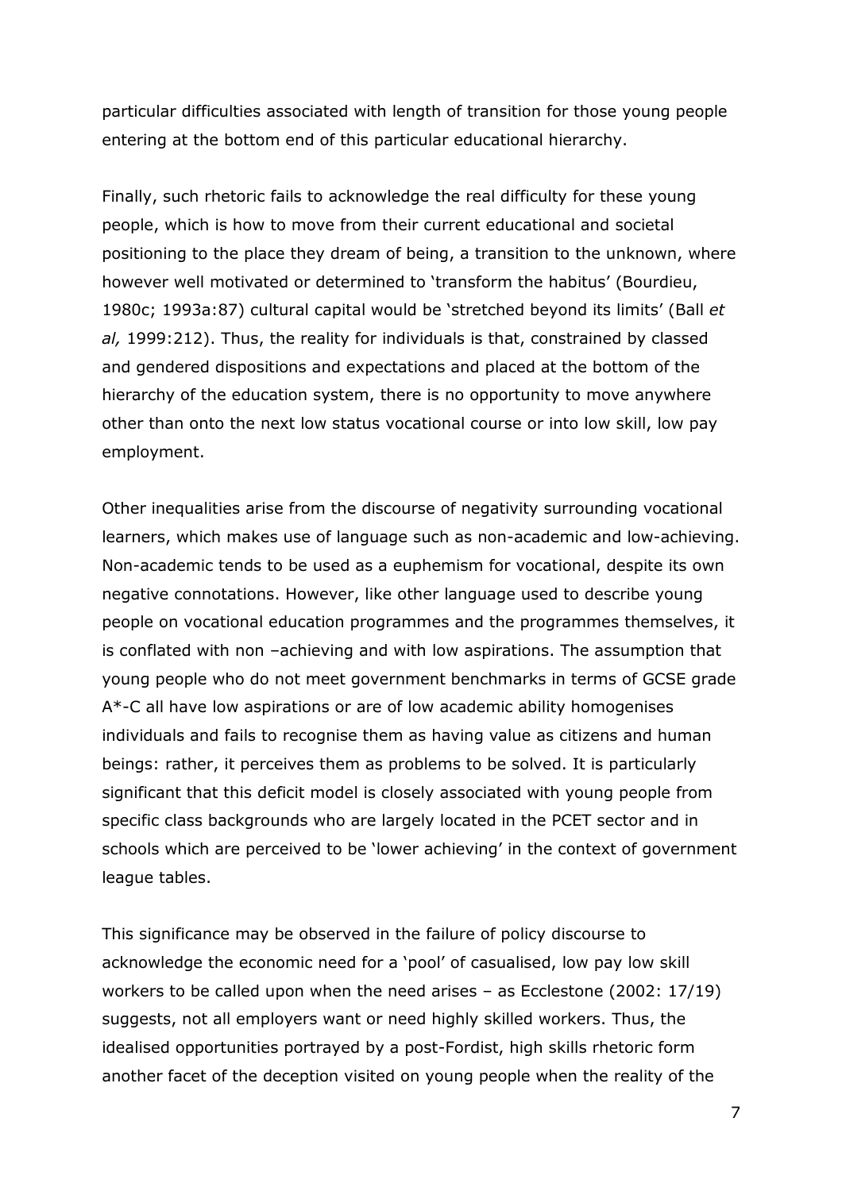particular difficulties associated with length of transition for those young people entering at the bottom end of this particular educational hierarchy.

Finally, such rhetoric fails to acknowledge the real difficulty for these young people, which is how to move from their current educational and societal positioning to the place they dream of being, a transition to the unknown, where however well motivated or determined to 'transform the habitus' (Bourdieu, 1980c; 1993a:87) cultural capital would be 'stretched beyond its limits' (Ball *et al,* 1999:212). Thus, the reality for individuals is that, constrained by classed and gendered dispositions and expectations and placed at the bottom of the hierarchy of the education system, there is no opportunity to move anywhere other than onto the next low status vocational course or into low skill, low pay employment.

Other inequalities arise from the discourse of negativity surrounding vocational learners, which makes use of language such as non-academic and low-achieving. Non-academic tends to be used as a euphemism for vocational, despite its own negative connotations. However, like other language used to describe young people on vocational education programmes and the programmes themselves, it is conflated with non –achieving and with low aspirations. The assumption that young people who do not meet government benchmarks in terms of GCSE grade A*-C all have low aspirations or are of low academic ability homogenises individuals and fails to recognise them as having value as citizens and human beings: rather, it perceives them as problems to be solved. It is particularly significant that this deficit model is closely associated with young people from specific class backgrounds who are largely located in the PCET sector and in schools which are perceived to be 'lower achieving' in the context of government league tables.

This significance may be observed in the failure of policy discourse to acknowledge the economic need for a 'pool' of casualised, low pay low skill workers to be called upon when the need arises – as Ecclestone (2002: 17/19) suggests, not all employers want or need highly skilled workers. Thus, the idealised opportunities portrayed by a post-Fordist, high skills rhetoric form another facet of the deception visited on young people when the reality of the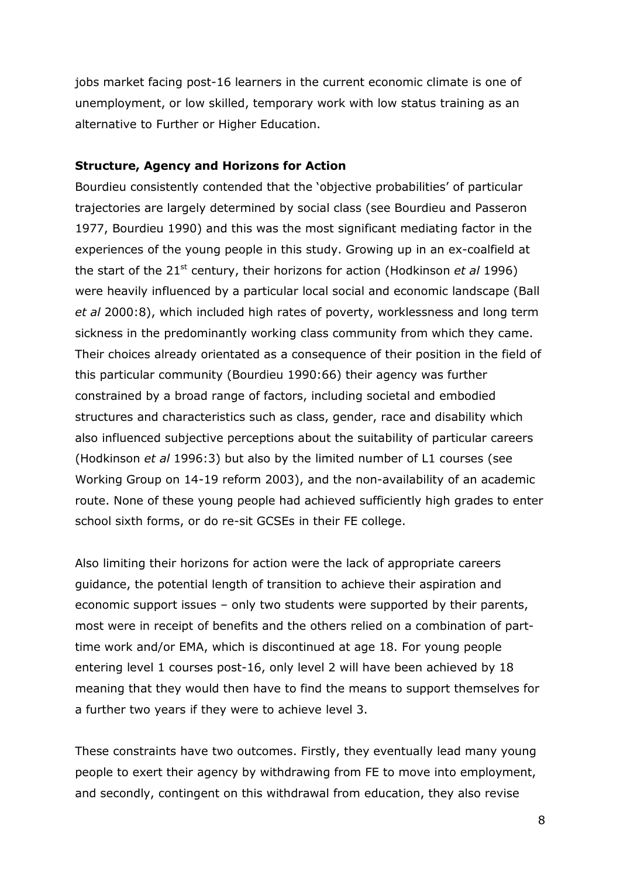jobs market facing post-16 learners in the current economic climate is one of unemployment, or low skilled, temporary work with low status training as an alternative to Further or Higher Education.

**Structure, Agency and Horizons for Action**

Bourdieu consistently contended that the 'objective probabilities' of particular trajectories are largely determined by social class (see Bourdieu and Passeron 1977, Bourdieu 1990) and this was the most significant mediating factor in the experiences of the young people in this study. Growing up in an ex-coalfield at the start of the 21st century, their horizons for action (Hodkinson *et al* 1996) were heavily influenced by a particular local social and economic landscape (Ball *et al* 2000:8), which included high rates of poverty, worklessness and long term sickness in the predominantly working class community from which they came. Their choices already orientated as a consequence of their position in the field of this particular community (Bourdieu 1990:66) their agency was further constrained by a broad range of factors, including societal and embodied structures and characteristics such as class, gender, race and disability which also influenced subjective perceptions about the suitability of particular careers (Hodkinson *et al* 1996:3) but also by the limited number of L1 courses (see Working Group on 14-19 reform 2003), and the non-availability of an academic route. None of these young people had achieved sufficiently high grades to enter school sixth forms, or do re-sit GCSEs in their FE college.

Also limiting their horizons for action were the lack of appropriate careers guidance, the potential length of transition to achieve their aspiration and economic support issues – only two students were supported by their parents, most were in receipt of benefits and the others relied on a combination of part-time work and/or EMA, which is discontinued at age 18. For young people entering level 1 courses post-16, only level 2 will have been achieved by 18 meaning that they would then have to find the means to support themselves for a further two years if they were to achieve level 3.

These constraints have two outcomes. Firstly, they eventually lead many young people to exert their agency by withdrawing from FE to move into employment, and secondly, contingent on this withdrawal from education, they also revise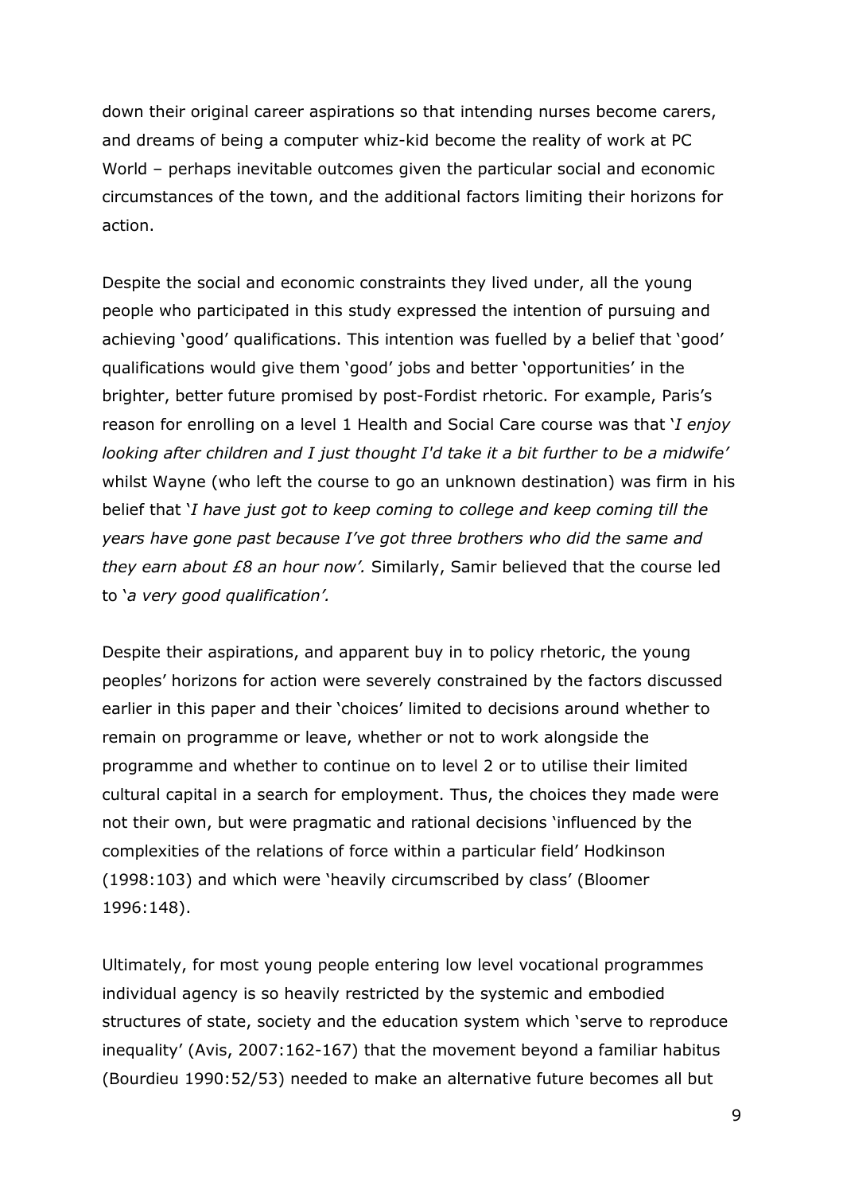down their original career aspirations so that intending nurses become carers, and dreams of being a computer whiz-kid become the reality of work at PC World – perhaps inevitable outcomes given the particular social and economic circumstances of the town, and the additional factors limiting their horizons for action.

Despite the social and economic constraints they lived under, all the young people who participated in this study expressed the intention of pursuing and achieving 'good' qualifications. This intention was fuelled by a belief that 'good' qualifications would give them 'good' jobs and better 'opportunities' in the brighter, better future promised by post-Fordist rhetoric. For example, Paris's reason for enrolling on a level 1 Health and Social Care course was that '*I enjoy looking after children and I just thought I'd take it a bit further to be a midwife'* whilst Wayne (who left the course to go an unknown destination) was firm in his belief that '*I have just got to keep coming to college and keep coming till the years have gone past because I've got three brothers who did the same and they earn about £8 an hour now'.* Similarly, Samir believed that the course led to '*a very good qualification'.*

Despite their aspirations, and apparent buy in to policy rhetoric, the young peoples' horizons for action were severely constrained by the factors discussed earlier in this paper and their 'choices' limited to decisions around whether to remain on programme or leave, whether or not to work alongside the programme and whether to continue on to level 2 or to utilise their limited cultural capital in a search for employment. Thus, the choices they made were not their own, but were pragmatic and rational decisions 'influenced by the complexities of the relations of force within a particular field' Hodkinson (1998:103) and which were 'heavily circumscribed by class' (Bloomer 1996:148).

Ultimately, for most young people entering low level vocational programmes individual agency is so heavily restricted by the systemic and embodied structures of state, society and the education system which 'serve to reproduce inequality' (Avis, 2007:162-167) that the movement beyond a familiar habitus (Bourdieu 1990:52/53) needed to make an alternative future becomes all but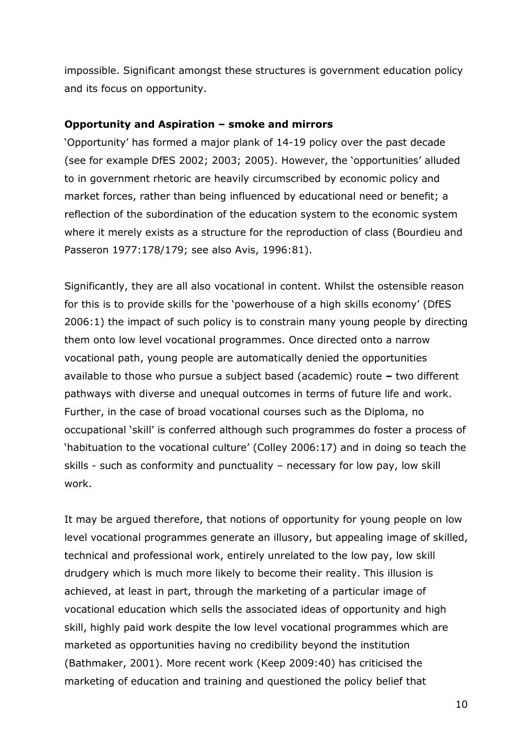impossible. Significant amongst these structures is government education policy and its focus on opportunity.

**Opportunity and Aspiration – smoke and mirrors**

'Opportunity' has formed a major plank of 14-19 policy over the past decade (see for example DfES 2002; 2003; 2005). However, the 'opportunities' alluded to in government rhetoric are heavily circumscribed by economic policy and market forces, rather than being influenced by educational need or benefit; a reflection of the subordination of the education system to the economic system where it merely exists as a structure for the reproduction of class (Bourdieu and Passeron 1977:178/179; see also Avis, 1996:81).

Significantly, they are all also vocational in content. Whilst the ostensible reason for this is to provide skills for the 'powerhouse of a high skills economy' (DfES 2006:1) the impact of such policy is to constrain many young people by directing them onto low level vocational programmes. Once directed onto a narrow vocational path, young people are automatically denied the opportunities available to those who pursue a subject based (academic) route **–** two different pathways with diverse and unequal outcomes in terms of future life and work. Further, in the case of broad vocational courses such as the Diploma, no occupational 'skill' is conferred although such programmes do foster a process of 'habituation to the vocational culture' (Colley 2006:17) and in doing so teach the skills - such as conformity and punctuality – necessary for low pay, low skill work.

It may be argued therefore, that notions of opportunity for young people on low level vocational programmes generate an illusory, but appealing image of skilled, technical and professional work, entirely unrelated to the low pay, low skill drudgery which is much more likely to become their reality. This illusion is achieved, at least in part, through the marketing of a particular image of vocational education which sells the associated ideas of opportunity and high skill, highly paid work despite the low level vocational programmes which are marketed as opportunities having no credibility beyond the institution (Bathmaker, 2001). More recent work (Keep 2009:40) has criticised the marketing of education and training and questioned the policy belief that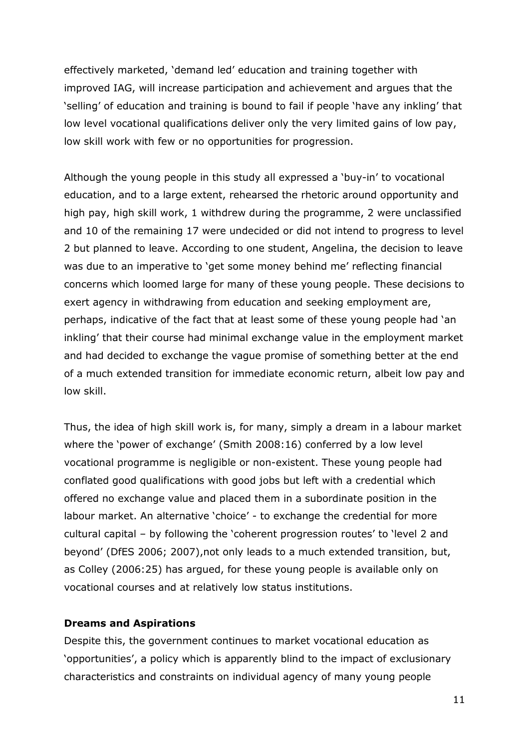effectively marketed, 'demand led' education and training together with improved IAG, will increase participation and achievement and argues that the 'selling' of education and training is bound to fail if people 'have any inkling' that low level vocational qualifications deliver only the very limited gains of low pay, low skill work with few or no opportunities for progression.

Although the young people in this study all expressed a 'buy-in' to vocational education, and to a large extent, rehearsed the rhetoric around opportunity and high pay, high skill work, 1 withdrew during the programme, 2 were unclassified and 10 of the remaining 17 were undecided or did not intend to progress to level 2 but planned to leave. According to one student, Angelina, the decision to leave was due to an imperative to 'get some money behind me' reflecting financial concerns which loomed large for many of these young people. These decisions to exert agency in withdrawing from education and seeking employment are, perhaps, indicative of the fact that at least some of these young people had 'an inkling' that their course had minimal exchange value in the employment market and had decided to exchange the vague promise of something better at the end of a much extended transition for immediate economic return, albeit low pay and low skill.

Thus, the idea of high skill work is, for many, simply a dream in a labour market where the 'power of exchange' (Smith 2008:16) conferred by a low level vocational programme is negligible or non-existent. These young people had conflated good qualifications with good jobs but left with a credential which offered no exchange value and placed them in a subordinate position in the labour market. An alternative 'choice' - to exchange the credential for more cultural capital – by following the 'coherent progression routes' to 'level 2 and beyond' (DfES 2006; 2007),not only leads to a much extended transition, but, as Colley (2006:25) has argued, for these young people is available only on vocational courses and at relatively low status institutions.

**Dreams and Aspirations**

Despite this, the government continues to market vocational education as 'opportunities', a policy which is apparently blind to the impact of exclusionary characteristics and constraints on individual agency of many young people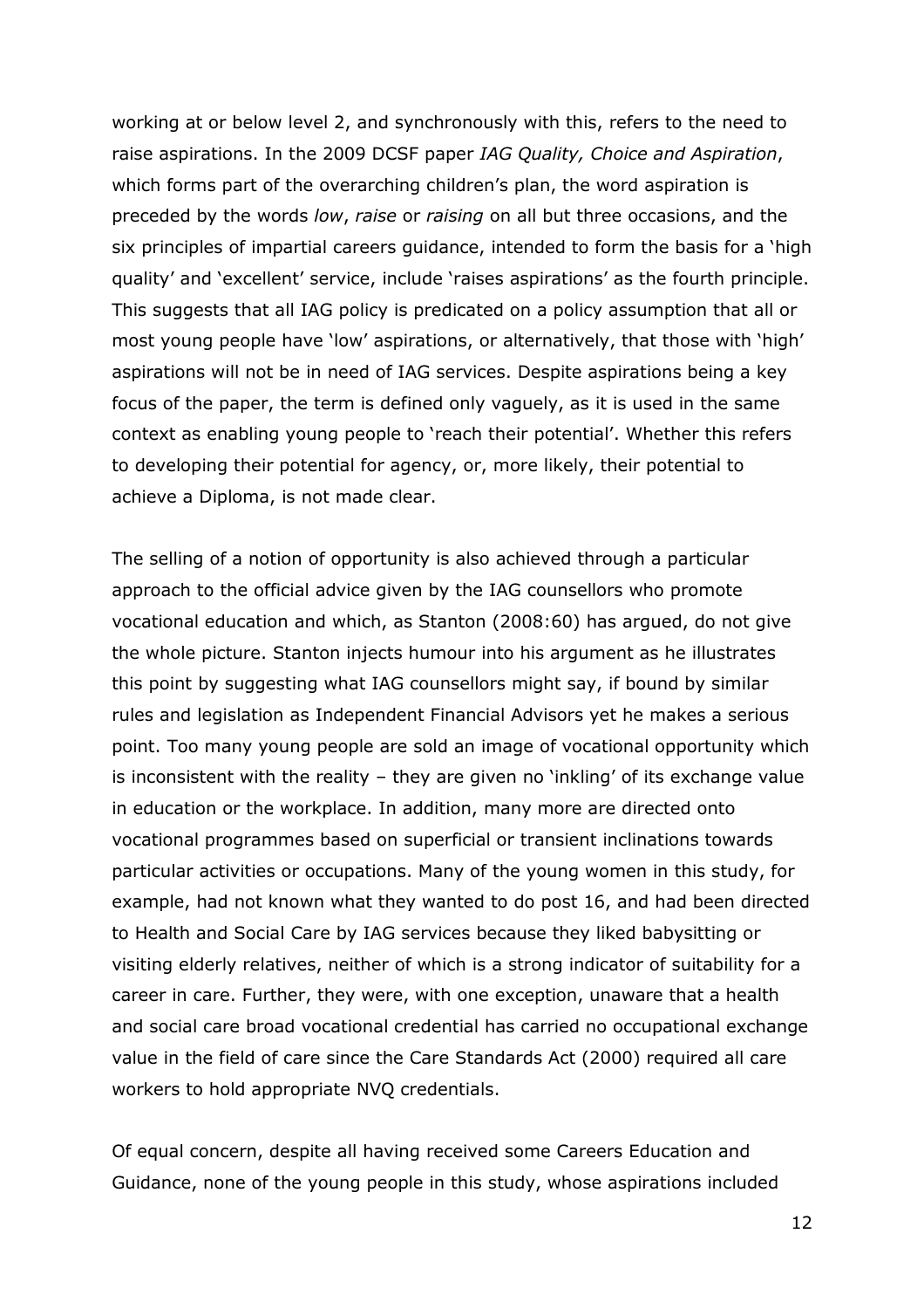working at or below level 2, and synchronously with this, refers to the need to raise aspirations. In the 2009 DCSF paper *IAG Quality, Choice and Aspiration*, which forms part of the overarching children's plan, the word aspiration is preceded by the words *low*, *raise* or *raising* on all but three occasions, and the six principles of impartial careers guidance, intended to form the basis for a 'high quality' and 'excellent' service, include 'raises aspirations' as the fourth principle. This suggests that all IAG policy is predicated on a policy assumption that all or most young people have 'low' aspirations, or alternatively, that those with 'high' aspirations will not be in need of IAG services. Despite aspirations being a key focus of the paper, the term is defined only vaguely, as it is used in the same context as enabling young people to 'reach their potential'. Whether this refers to developing their potential for agency, or, more likely, their potential to achieve a Diploma, is not made clear.

The selling of a notion of opportunity is also achieved through a particular approach to the official advice given by the IAG counsellors who promote vocational education and which, as Stanton (2008:60) has argued, do not give the whole picture. Stanton injects humour into his argument as he illustrates this point by suggesting what IAG counsellors might say, if bound by similar rules and legislation as Independent Financial Advisors yet he makes a serious point. Too many young people are sold an image of vocational opportunity which is inconsistent with the reality – they are given no 'inkling' of its exchange value in education or the workplace. In addition, many more are directed onto vocational programmes based on superficial or transient inclinations towards particular activities or occupations. Many of the young women in this study, for example, had not known what they wanted to do post 16, and had been directed to Health and Social Care by IAG services because they liked babysitting or visiting elderly relatives, neither of which is a strong indicator of suitability for a career in care. Further, they were, with one exception, unaware that a health and social care broad vocational credential has carried no occupational exchange value in the field of care since the Care Standards Act (2000) required all care workers to hold appropriate NVQ credentials.

Of equal concern, despite all having received some Careers Education and Guidance, none of the young people in this study, whose aspirations included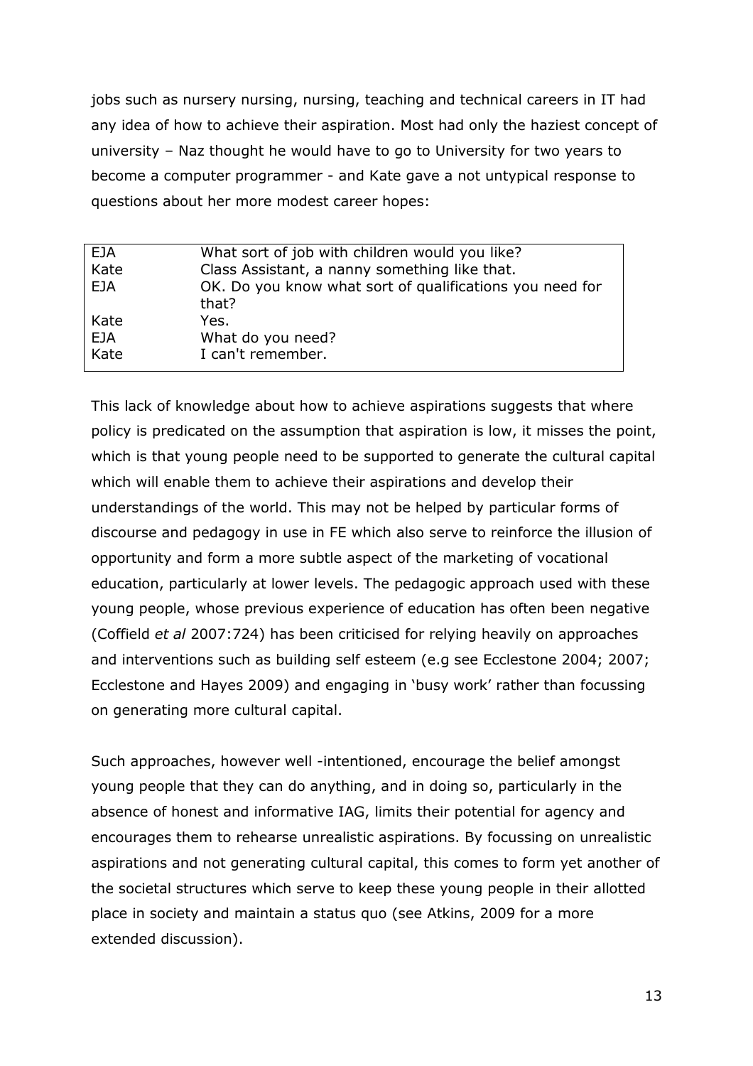jobs such as nursery nursing, nursing, teaching and technical careers in IT had any idea of how to achieve their aspiration. Most had only the haziest concept of university – Naz thought he would have to go to University for two years to become a computer programmer - and Kate gave a not untypical response to questions about her more modest career hopes:

| | |
|---|---|
| EJA | What sort of job with children would you like? |
| Kate | Class Assistant, a nanny something like that. |
| EJA | OK. Do you know what sort of qualifications you need for that? |
| Kate | Yes. |
| EJA | What do you need? |
| Kate | I can't remember. |

This lack of knowledge about how to achieve aspirations suggests that where policy is predicated on the assumption that aspiration is low, it misses the point, which is that young people need to be supported to generate the cultural capital which will enable them to achieve their aspirations and develop their understandings of the world. This may not be helped by particular forms of discourse and pedagogy in use in FE which also serve to reinforce the illusion of opportunity and form a more subtle aspect of the marketing of vocational education, particularly at lower levels. The pedagogic approach used with these young people, whose previous experience of education has often been negative (Coffield *et al* 2007:724) has been criticised for relying heavily on approaches and interventions such as building self esteem (e.g see Ecclestone 2004; 2007; Ecclestone and Hayes 2009) and engaging in 'busy work' rather than focussing on generating more cultural capital.

Such approaches, however well -intentioned, encourage the belief amongst young people that they can do anything, and in doing so, particularly in the absence of honest and informative IAG, limits their potential for agency and encourages them to rehearse unrealistic aspirations. By focussing on unrealistic aspirations and not generating cultural capital, this comes to form yet another of the societal structures which serve to keep these young people in their allotted place in society and maintain a status quo (see Atkins, 2009 for a more extended discussion).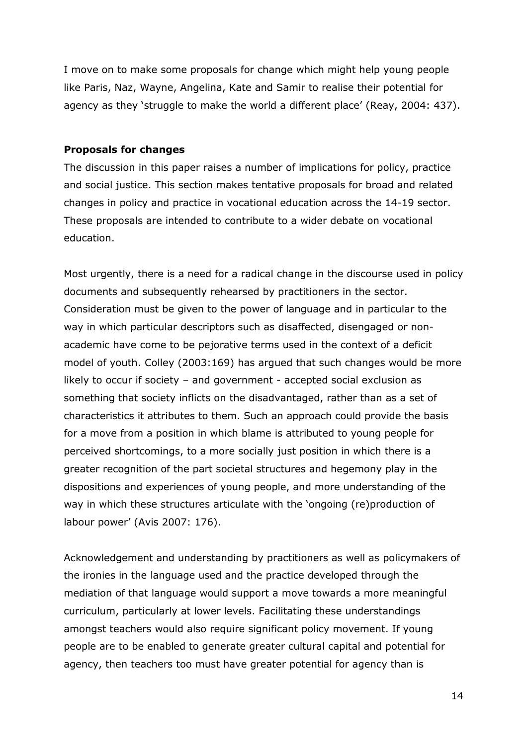I move on to make some proposals for change which might help young people like Paris, Naz, Wayne, Angelina, Kate and Samir to realise their potential for agency as they 'struggle to make the world a different place' (Reay, 2004: 437).

**Proposals for changes**

The discussion in this paper raises a number of implications for policy, practice and social justice. This section makes tentative proposals for broad and related changes in policy and practice in vocational education across the 14-19 sector. These proposals are intended to contribute to a wider debate on vocational education.

Most urgently, there is a need for a radical change in the discourse used in policy documents and subsequently rehearsed by practitioners in the sector. Consideration must be given to the power of language and in particular to the way in which particular descriptors such as disaffected, disengaged or non-academic have come to be pejorative terms used in the context of a deficit model of youth. Colley (2003:169) has argued that such changes would be more likely to occur if society – and government - accepted social exclusion as something that society inflicts on the disadvantaged, rather than as a set of characteristics it attributes to them. Such an approach could provide the basis for a move from a position in which blame is attributed to young people for perceived shortcomings, to a more socially just position in which there is a greater recognition of the part societal structures and hegemony play in the dispositions and experiences of young people, and more understanding of the way in which these structures articulate with the 'ongoing (re)production of labour power' (Avis 2007: 176).

Acknowledgement and understanding by practitioners as well as policymakers of the ironies in the language used and the practice developed through the mediation of that language would support a move towards a more meaningful curriculum, particularly at lower levels. Facilitating these understandings amongst teachers would also require significant policy movement. If young people are to be enabled to generate greater cultural capital and potential for agency, then teachers too must have greater potential for agency than is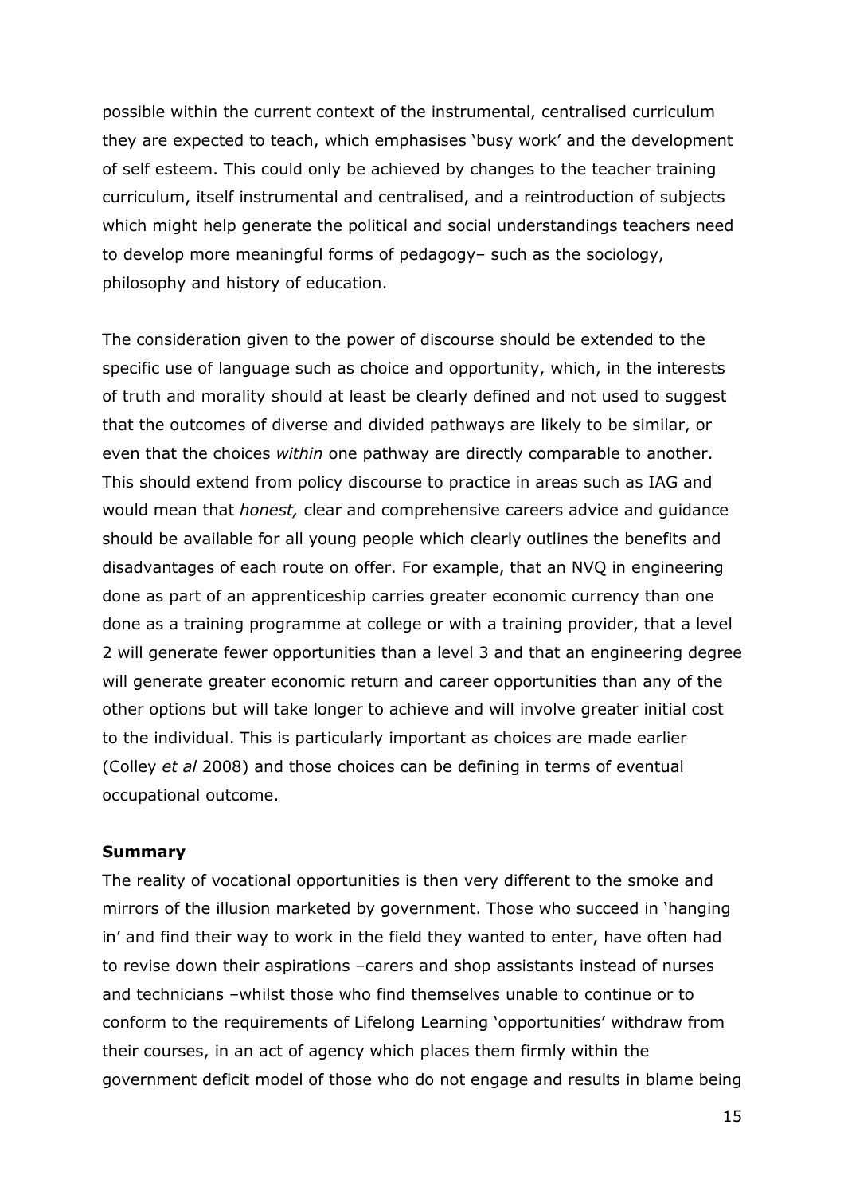possible within the current context of the instrumental, centralised curriculum they are expected to teach, which emphasises 'busy work' and the development of self esteem. This could only be achieved by changes to the teacher training curriculum, itself instrumental and centralised, and a reintroduction of subjects which might help generate the political and social understandings teachers need to develop more meaningful forms of pedagogy– such as the sociology, philosophy and history of education.

The consideration given to the power of discourse should be extended to the specific use of language such as choice and opportunity, which, in the interests of truth and morality should at least be clearly defined and not used to suggest that the outcomes of diverse and divided pathways are likely to be similar, or even that the choices *within* one pathway are directly comparable to another. This should extend from policy discourse to practice in areas such as IAG and would mean that *honest,* clear and comprehensive careers advice and guidance should be available for all young people which clearly outlines the benefits and disadvantages of each route on offer. For example, that an NVQ in engineering done as part of an apprenticeship carries greater economic currency than one done as a training programme at college or with a training provider, that a level 2 will generate fewer opportunities than a level 3 and that an engineering degree will generate greater economic return and career opportunities than any of the other options but will take longer to achieve and will involve greater initial cost to the individual. This is particularly important as choices are made earlier (Colley *et al* 2008) and those choices can be defining in terms of eventual occupational outcome.

**Summary**

The reality of vocational opportunities is then very different to the smoke and mirrors of the illusion marketed by government. Those who succeed in 'hanging in' and find their way to work in the field they wanted to enter, have often had to revise down their aspirations –carers and shop assistants instead of nurses and technicians –whilst those who find themselves unable to continue or to conform to the requirements of Lifelong Learning 'opportunities' withdraw from their courses, in an act of agency which places them firmly within the government deficit model of those who do not engage and results in blame being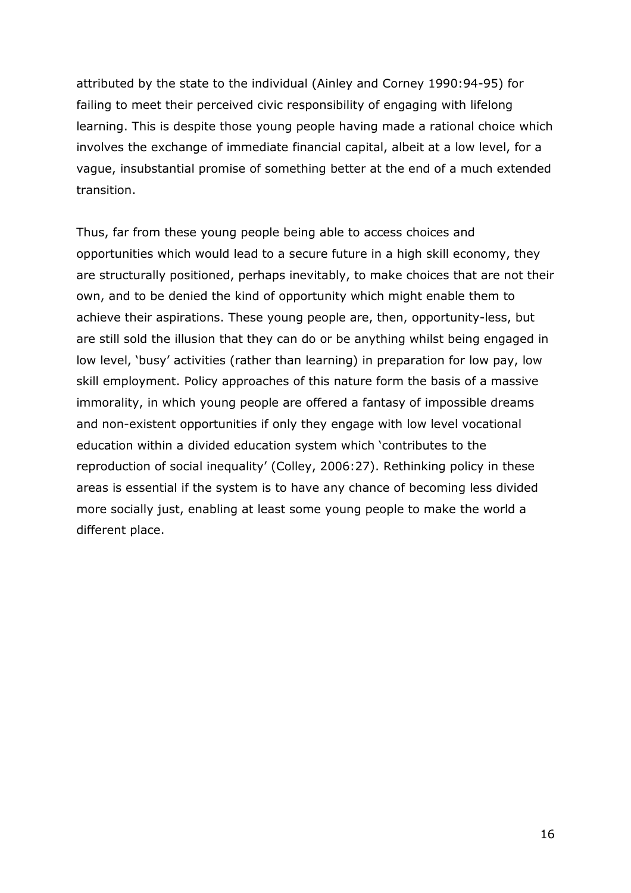attributed by the state to the individual (Ainley and Corney 1990:94-95) for failing to meet their perceived civic responsibility of engaging with lifelong learning. This is despite those young people having made a rational choice which involves the exchange of immediate financial capital, albeit at a low level, for a vague, insubstantial promise of something better at the end of a much extended transition.

Thus, far from these young people being able to access choices and opportunities which would lead to a secure future in a high skill economy, they are structurally positioned, perhaps inevitably, to make choices that are not their own, and to be denied the kind of opportunity which might enable them to achieve their aspirations. These young people are, then, opportunity-less, but are still sold the illusion that they can do or be anything whilst being engaged in low level, 'busy' activities (rather than learning) in preparation for low pay, low skill employment. Policy approaches of this nature form the basis of a massive immorality, in which young people are offered a fantasy of impossible dreams and non-existent opportunities if only they engage with low level vocational education within a divided education system which 'contributes to the reproduction of social inequality' (Colley, 2006:27). Rethinking policy in these areas is essential if the system is to have any chance of becoming less divided more socially just, enabling at least some young people to make the world a different place.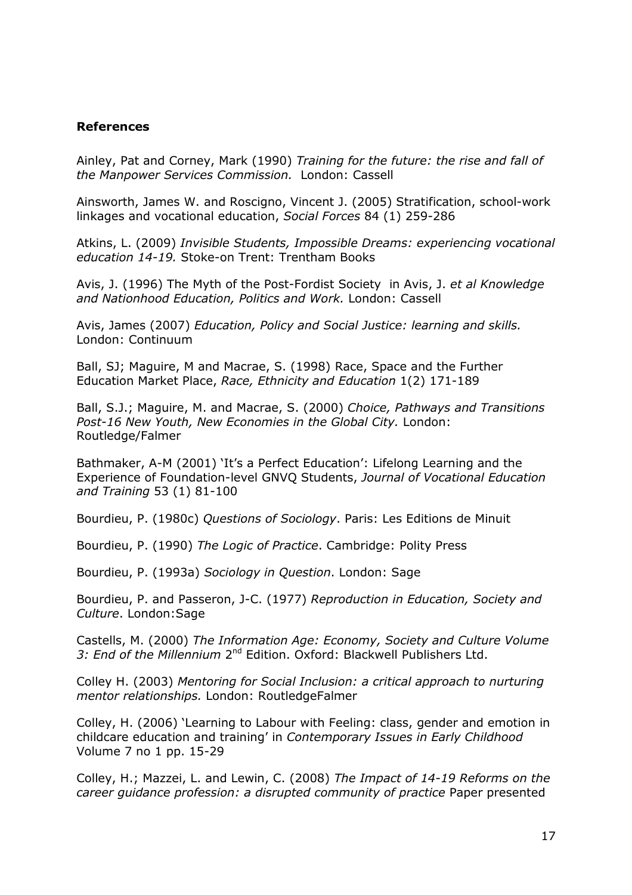**References**

Ainley, Pat and Corney, Mark (1990) *Training for the future: the rise and fall of the Manpower Services Commission.* London: Cassell

Ainsworth, James W. and Roscigno, Vincent J. (2005) Stratification, school-work linkages and vocational education, *Social Forces* 84 (1) 259-286

Atkins, L. (2009) *Invisible Students, Impossible Dreams: experiencing vocational education 14-19.* Stoke-on Trent: Trentham Books

Avis, J. (1996) The Myth of the Post-Fordist Society in Avis, J. *et al Knowledge and Nationhood Education, Politics and Work.* London: Cassell

Avis, James (2007) *Education, Policy and Social Justice: learning and skills.* London: Continuum

Ball, SJ; Maguire, M and Macrae, S. (1998) Race, Space and the Further Education Market Place, *Race, Ethnicity and Education* 1(2) 171-189

Ball, S.J.; Maguire, M. and Macrae, S. (2000) *Choice, Pathways and Transitions Post-16 New Youth, New Economies in the Global City.* London: Routledge/Falmer

Bathmaker, A-M (2001) 'It's a Perfect Education': Lifelong Learning and the Experience of Foundation-level GNVQ Students, *Journal of Vocational Education and Training* 53 (1) 81-100

Bourdieu, P. (1980c) *Questions of Sociology*. Paris: Les Editions de Minuit

Bourdieu, P. (1990) *The Logic of Practice*. Cambridge: Polity Press

Bourdieu, P. (1993a) *Sociology in Question*. London: Sage

Bourdieu, P. and Passeron, J-C. (1977) *Reproduction in Education, Society and Culture*. London:Sage

Castells, M. (2000) *The Information Age: Economy, Society and Culture Volume 3: End of the Millennium* 2nd Edition. Oxford: Blackwell Publishers Ltd.

Colley H. (2003) *Mentoring for Social Inclusion: a critical approach to nurturing mentor relationships.* London: RoutledgeFalmer

Colley, H. (2006) 'Learning to Labour with Feeling: class, gender and emotion in childcare education and training' in *Contemporary Issues in Early Childhood* Volume 7 no 1 pp. 15-29

Colley, H.; Mazzei, L. and Lewin, C. (2008) *The Impact of 14-19 Reforms on the career guidance profession: a disrupted community of practice* Paper presented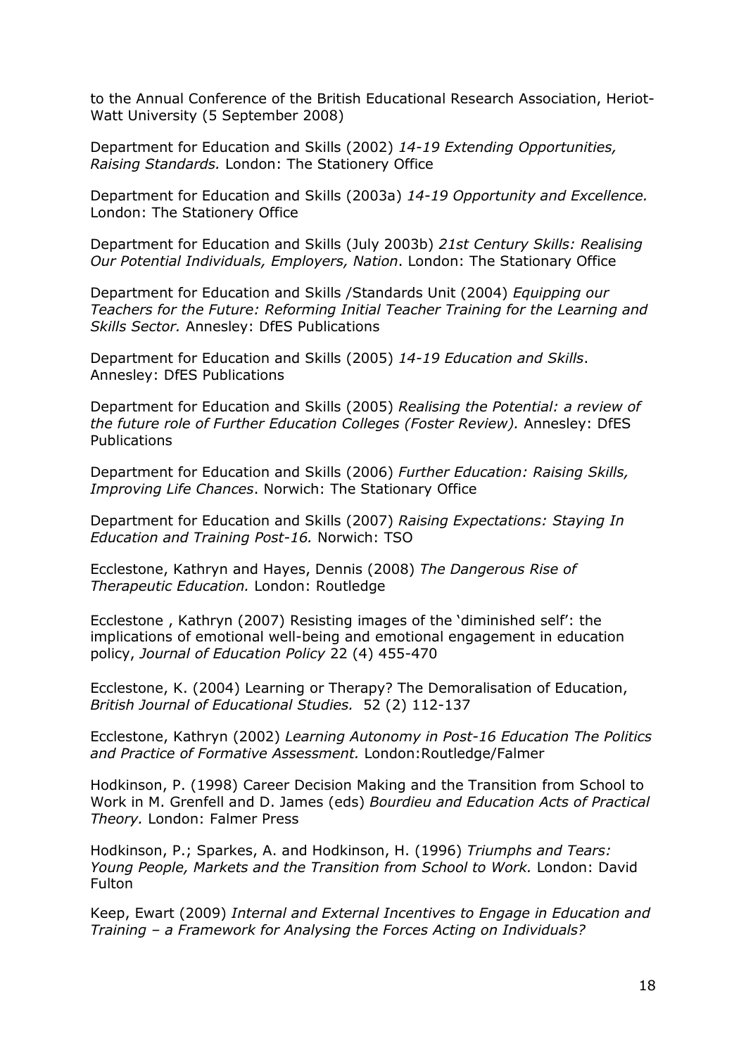to the Annual Conference of the British Educational Research Association, Heriot-Watt University (5 September 2008)

Department for Education and Skills (2002) *14-19 Extending Opportunities, Raising Standards.* London: The Stationery Office

Department for Education and Skills (2003a) *14-19 Opportunity and Excellence.* London: The Stationery Office

Department for Education and Skills (July 2003b) *21st Century Skills: Realising Our Potential Individuals, Employers, Nation*. London: The Stationary Office

Department for Education and Skills /Standards Unit (2004) *Equipping our Teachers for the Future: Reforming Initial Teacher Training for the Learning and Skills Sector.* Annesley: DfES Publications

Department for Education and Skills (2005) *14-19 Education and Skills*. Annesley: DfES Publications

Department for Education and Skills (2005) *Realising the Potential: a review of the future role of Further Education Colleges (Foster Review).* Annesley: DfES Publications

Department for Education and Skills (2006) *Further Education: Raising Skills, Improving Life Chances*. Norwich: The Stationary Office

Department for Education and Skills (2007) *Raising Expectations: Staying In Education and Training Post-16.* Norwich: TSO

Ecclestone, Kathryn and Hayes, Dennis (2008) *The Dangerous Rise of Therapeutic Education.* London: Routledge

Ecclestone , Kathryn (2007) Resisting images of the 'diminished self': the implications of emotional well-being and emotional engagement in education policy, *Journal of Education Policy* 22 (4) 455-470

Ecclestone, K. (2004) Learning or Therapy? The Demoralisation of Education, *British Journal of Educational Studies.* 52 (2) 112-137

Ecclestone, Kathryn (2002) *Learning Autonomy in Post-16 Education The Politics and Practice of Formative Assessment.* London:Routledge/Falmer

Hodkinson, P. (1998) Career Decision Making and the Transition from School to Work in M. Grenfell and D. James (eds) *Bourdieu and Education Acts of Practical Theory.* London: Falmer Press

Hodkinson, P.; Sparkes, A. and Hodkinson, H. (1996) *Triumphs and Tears: Young People, Markets and the Transition from School to Work.* London: David Fulton

Keep, Ewart (2009) *Internal and External Incentives to Engage in Education and Training – a Framework for Analysing the Forces Acting on Individuals?*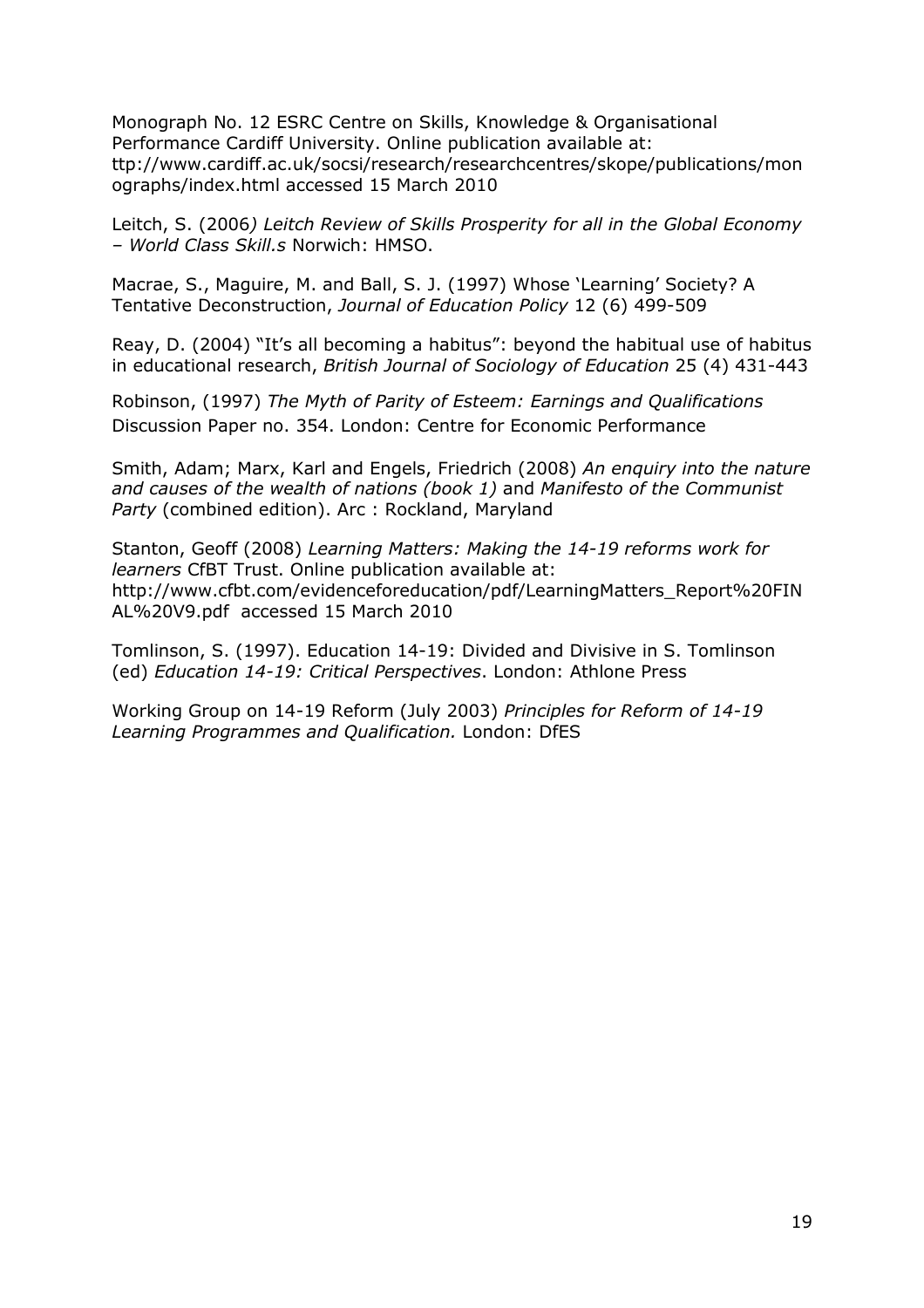Monograph No. 12 ESRC Centre on Skills, Knowledge & Organisational Performance Cardiff University. Online publication available at: ttp://www.cardiff.ac.uk/socsi/research/researchcentres/skope/publications/monographs/index.html accessed 15 March 2010

Leitch, S. (2006*) Leitch Review of Skills Prosperity for all in the Global Economy – World Class Skill.s* Norwich: HMSO.

Macrae, S., Maguire, M. and Ball, S. J. (1997) Whose 'Learning' Society? A Tentative Deconstruction, *Journal of Education Policy* 12 (6) 499-509

Reay, D. (2004) "It's all becoming a habitus": beyond the habitual use of habitus in educational research, *British Journal of Sociology of Education* 25 (4) 431-443

Robinson, (1997) *The Myth of Parity of Esteem: Earnings and Qualifications* Discussion Paper no. 354. London: Centre for Economic Performance

Smith, Adam; Marx, Karl and Engels, Friedrich (2008) *An enquiry into the nature and causes of the wealth of nations (book 1)* and *Manifesto of the Communist Party* (combined edition). Arc : Rockland, Maryland

Stanton, Geoff (2008) *Learning Matters: Making the 14-19 reforms work for learners* CfBT Trust. Online publication available at: http://www.cfbt.com/evidenceforeducation/pdf/LearningMatters_Report%20FINAL%20V9.pdf accessed 15 March 2010

Tomlinson, S. (1997). Education 14-19: Divided and Divisive in S. Tomlinson (ed) *Education 14-19: Critical Perspectives*. London: Athlone Press

Working Group on 14-19 Reform (July 2003) *Principles for Reform of 14-19 Learning Programmes and Qualification.* London: DfES